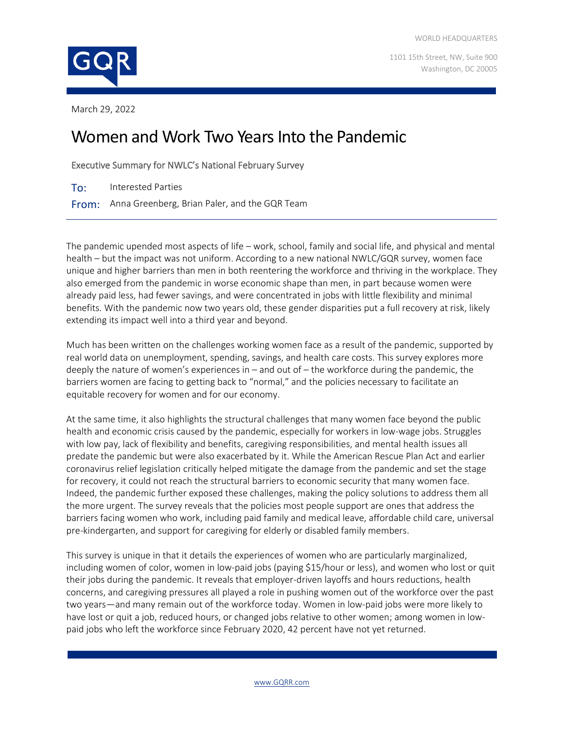WORLD HEADQUARTERS

1101 15th Street, NW, Suite 900
Washington, DC 20005

March 29, 2022

# Women and Work Two Years Into the Pandemic

Executive Summary for NWLC's National February Survey

**To:** Interested Parties

**From:** Anna Greenberg, Brian Paler, and the GQR Team

The pandemic upended most aspects of life – work, school, family and social life, and physical and mental health – but the impact was not uniform. According to a new national NWLC/GQR survey, women face unique and higher barriers than men in both reentering the workforce and thriving in the workplace. They also emerged from the pandemic in worse economic shape than men, in part because women were already paid less, had fewer savings, and were concentrated in jobs with little flexibility and minimal benefits. With the pandemic now two years old, these gender disparities put a full recovery at risk, likely extending its impact well into a third year and beyond.

Much has been written on the challenges working women face as a result of the pandemic, supported by real world data on unemployment, spending, savings, and health care costs. This survey explores more deeply the nature of women's experiences in – and out of – the workforce during the pandemic, the barriers women are facing to getting back to "normal," and the policies necessary to facilitate an equitable recovery for women and for our economy.

At the same time, it also highlights the structural challenges that many women face beyond the public health and economic crisis caused by the pandemic, especially for workers in low-wage jobs. Struggles with low pay, lack of flexibility and benefits, caregiving responsibilities, and mental health issues all predate the pandemic but were also exacerbated by it. While the American Rescue Plan Act and earlier coronavirus relief legislation critically helped mitigate the damage from the pandemic and set the stage for recovery, it could not reach the structural barriers to economic security that many women face. Indeed, the pandemic further exposed these challenges, making the policy solutions to address them all the more urgent. The survey reveals that the policies most people support are ones that address the barriers facing women who work, including paid family and medical leave, affordable child care, universal pre-kindergarten, and support for caregiving for elderly or disabled family members.

This survey is unique in that it details the experiences of women who are particularly marginalized, including women of color, women in low-paid jobs (paying $15/hour or less), and women who lost or quit their jobs during the pandemic. It reveals that employer-driven layoffs and hours reductions, health concerns, and caregiving pressures all played a role in pushing women out of the workforce over the past two years—and many remain out of the workforce today. Women in low-paid jobs were more likely to have lost or quit a job, reduced hours, or changed jobs relative to other women; among women in low-paid jobs who left the workforce since February 2020, 42 percent have not yet returned.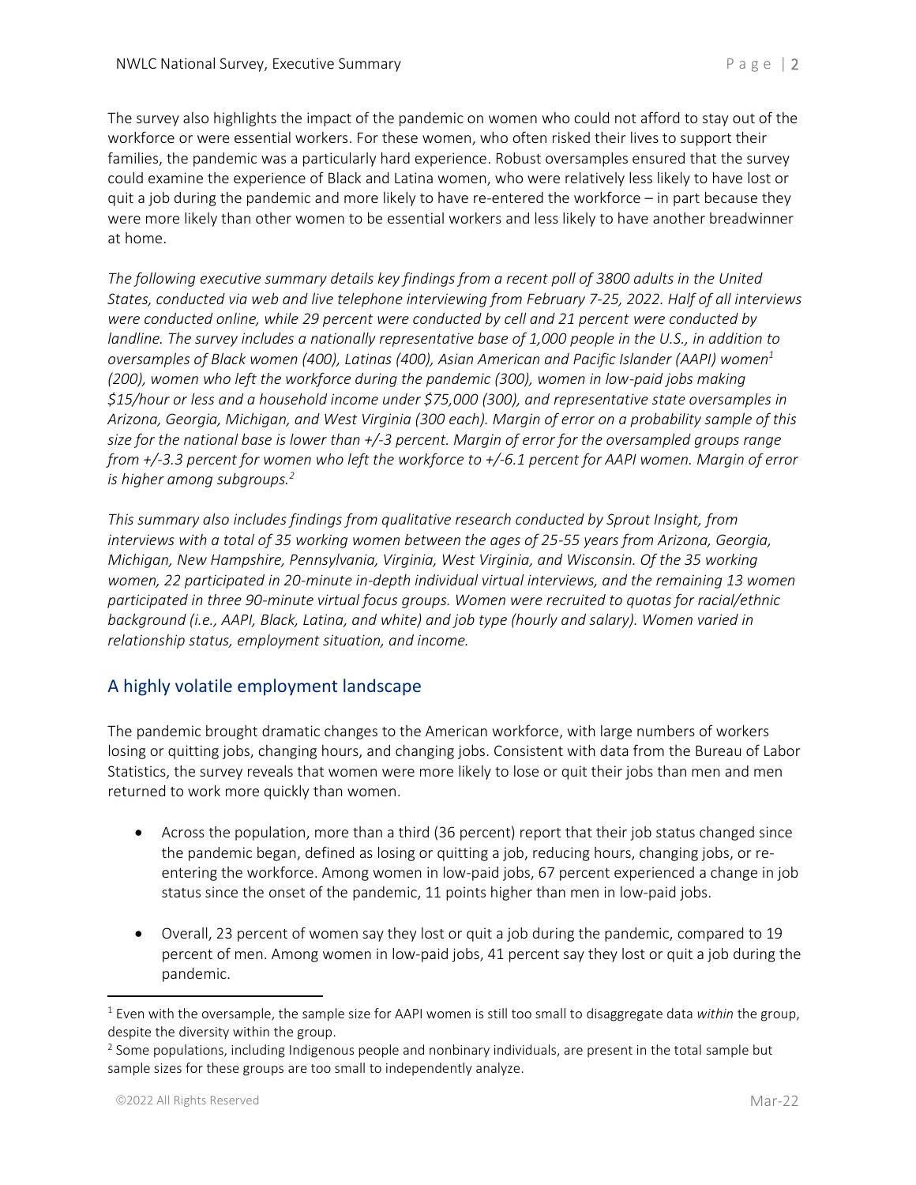The survey also highlights the impact of the pandemic on women who could not afford to stay out of the workforce or were essential workers. For these women, who often risked their lives to support their families, the pandemic was a particularly hard experience. Robust oversamples ensured that the survey could examine the experience of Black and Latina women, who were relatively less likely to have lost or quit a job during the pandemic and more likely to have re-entered the workforce – in part because they were more likely than other women to be essential workers and less likely to have another breadwinner at home.

*The following executive summary details key findings from a recent poll of 3800 adults in the United States, conducted via web and live telephone interviewing from February 7-25, 2022. Half of all interviews were conducted online, while 29 percent were conducted by cell and 21 percent were conducted by landline. The survey includes a nationally representative base of 1,000 people in the U.S., in addition to oversamples of Black women (400), Latinas (400), Asian American and Pacific Islander (AAPI) women[1] (200), women who left the workforce during the pandemic (300), women in low-paid jobs making $15/hour or less and a household income under $75,000 (300), and representative state oversamples in Arizona, Georgia, Michigan, and West Virginia (300 each). Margin of error on a probability sample of this size for the national base is lower than +/-3 percent. Margin of error for the oversampled groups range from +/-3.3 percent for women who left the workforce to +/-6.1 percent for AAPI women. Margin of error is higher among subgroups.[2]*

*This summary also includes findings from qualitative research conducted by Sprout Insight, from interviews with a total of 35 working women between the ages of 25-55 years from Arizona, Georgia, Michigan, New Hampshire, Pennsylvania, Virginia, West Virginia, and Wisconsin. Of the 35 working women, 22 participated in 20-minute in-depth individual virtual interviews, and the remaining 13 women participated in three 90-minute virtual focus groups. Women were recruited to quotas for racial/ethnic background (i.e., AAPI, Black, Latina, and white) and job type (hourly and salary). Women varied in relationship status, employment situation, and income.*

## A highly volatile employment landscape

The pandemic brought dramatic changes to the American workforce, with large numbers of workers losing or quitting jobs, changing hours, and changing jobs. Consistent with data from the Bureau of Labor Statistics, the survey reveals that women were more likely to lose or quit their jobs than men and men returned to work more quickly than women.

- Across the population, more than a third (36 percent) report that their job status changed since the pandemic began, defined as losing or quitting a job, reducing hours, changing jobs, or re-entering the workforce. Among women in low-paid jobs, 67 percent experienced a change in job status since the onset of the pandemic, 11 points higher than men in low-paid jobs.
- Overall, 23 percent of women say they lost or quit a job during the pandemic, compared to 19 percent of men. Among women in low-paid jobs, 41 percent say they lost or quit a job during the pandemic.

---

[1] Even with the oversample, the sample size for AAPI women is still too small to disaggregate data *within* the group, despite the diversity within the group.

[2] Some populations, including Indigenous people and nonbinary individuals, are present in the total sample but sample sizes for these groups are too small to independently analyze.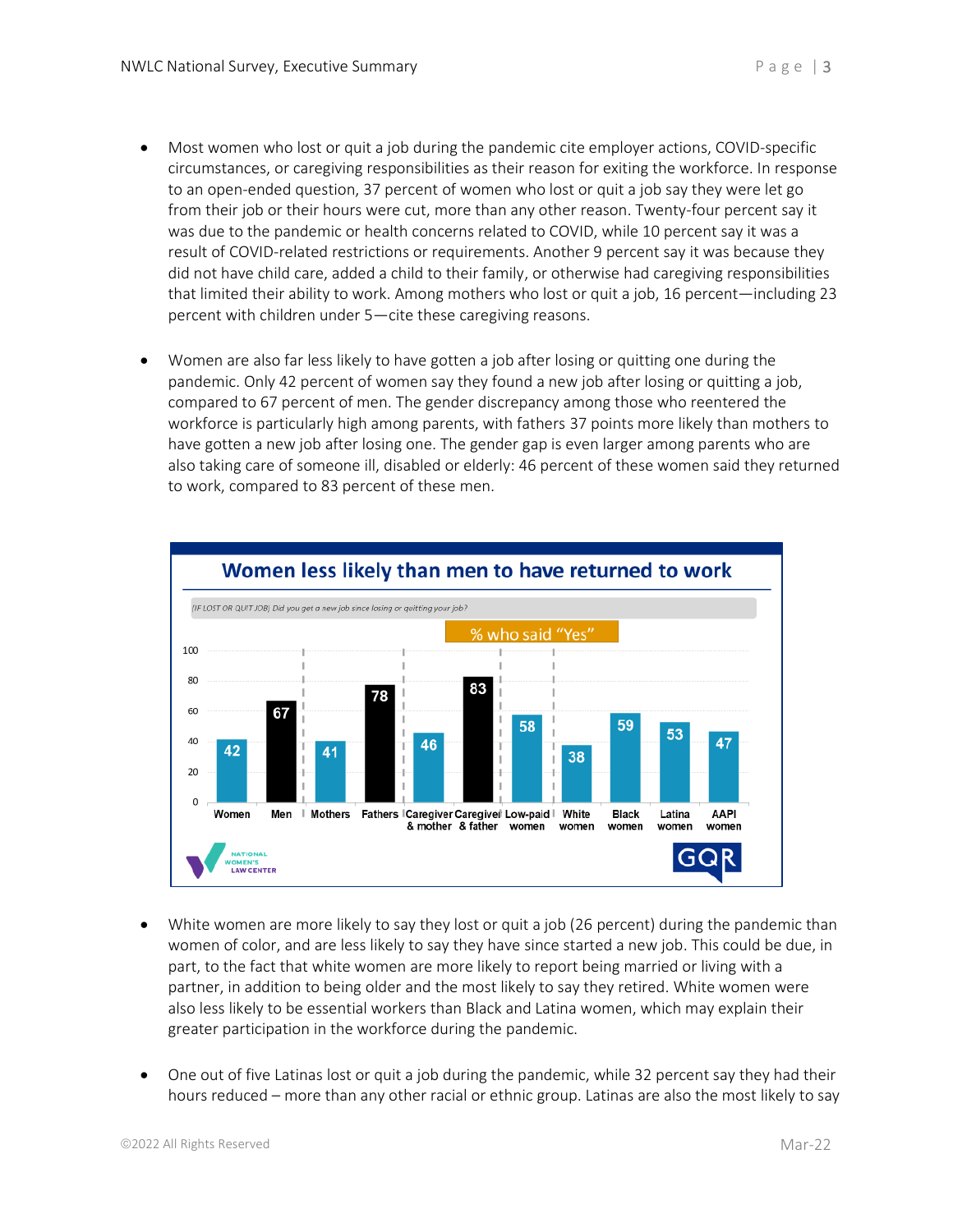- Most women who lost or quit a job during the pandemic cite employer actions, COVID-specific circumstances, or caregiving responsibilities as their reason for exiting the workforce. In response to an open-ended question, 37 percent of women who lost or quit a job say they were let go from their job or their hours were cut, more than any other reason. Twenty-four percent say it was due to the pandemic or health concerns related to COVID, while 10 percent say it was a result of COVID-related restrictions or requirements. Another 9 percent say it was because they did not have child care, added a child to their family, or otherwise had caregiving responsibilities that limited their ability to work. Among mothers who lost or quit a job, 16 percent—including 23 percent with children under 5—cite these caregiving reasons.

- Women are also far less likely to have gotten a job after losing or quitting one during the pandemic. Only 42 percent of women say they found a new job after losing or quitting a job, compared to 67 percent of men. The gender discrepancy among those who reentered the workforce is particularly high among parents, with fathers 37 points more likely than mothers to have gotten a new job after losing one. The gender gap is even larger among parents who are also taking care of someone ill, disabled or elderly: 46 percent of these women said they returned to work, compared to 83 percent of these men.

**Women less likely than men to have returned to work**

(IF LOST OR QUIT JOB) Did you get a new job since losing or quitting your job?

% who said "Yes"

| Women | Men | Mothers | Fathers | Caregiver & mother | Caregiver & father | Low-paid women | White women | Black women | Latina women | AAPI women |
|---|---|---|---|---|---|---|---|---|---|---|
| 42 | 67 | 41 | 78 | 46 | 83 | 58 | 38 | 59 | 53 | 47 |

- White women are more likely to say they lost or quit a job (26 percent) during the pandemic than women of color, and are less likely to say they have since started a new job. This could be due, in part, to the fact that white women are more likely to report being married or living with a partner, in addition to being older and the most likely to say they retired. White women were also less likely to be essential workers than Black and Latina women, which may explain their greater participation in the workforce during the pandemic.

- One out of five Latinas lost or quit a job during the pandemic, while 32 percent say they had their hours reduced – more than any other racial or ethnic group. Latinas are also the most likely to say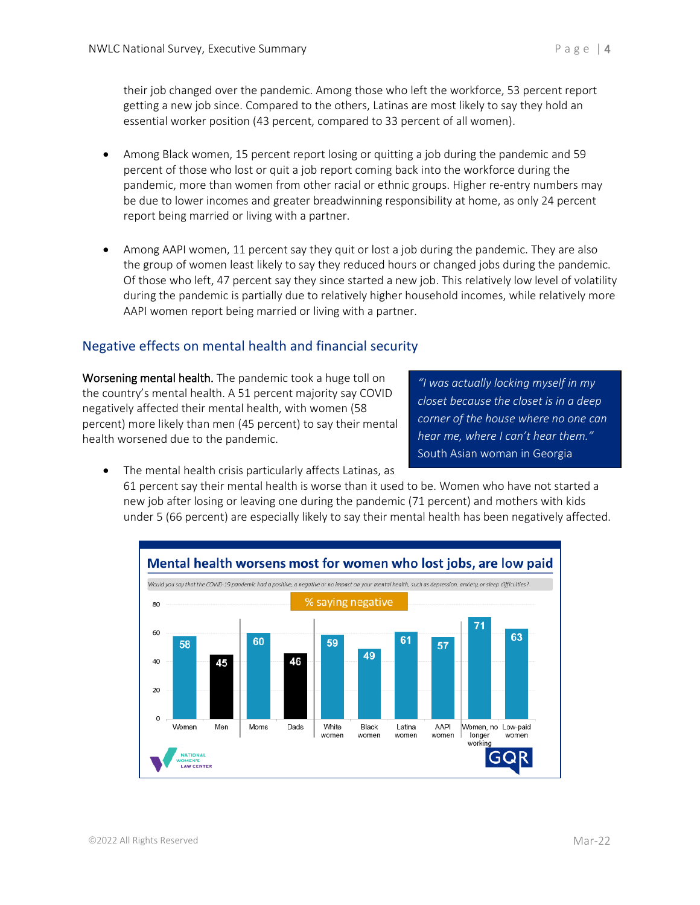their job changed over the pandemic. Among those who left the workforce, 53 percent report getting a new job since. Compared to the others, Latinas are most likely to say they hold an essential worker position (43 percent, compared to 33 percent of all women).

- Among Black women, 15 percent report losing or quitting a job during the pandemic and 59 percent of those who lost or quit a job report coming back into the workforce during the pandemic, more than women from other racial or ethnic groups. Higher re-entry numbers may be due to lower incomes and greater breadwinning responsibility at home, as only 24 percent report being married or living with a partner.

- Among AAPI women, 11 percent say they quit or lost a job during the pandemic. They are also the group of women least likely to say they reduced hours or changed jobs during the pandemic. Of those who left, 47 percent say they since started a new job. This relatively low level of volatility during the pandemic is partially due to relatively higher household incomes, while relatively more AAPI women report being married or living with a partner.

## Negative effects on mental health and financial security

**Worsening mental health.** The pandemic took a huge toll on the country's mental health. A 51 percent majority say COVID negatively affected their mental health, with women (58 percent) more likely than men (45 percent) to say their mental health worsened due to the pandemic.

> *"I was actually locking myself in my closet because the closet is in a deep corner of the house where no one can hear me, where I can't hear them."*
> South Asian woman in Georgia

- The mental health crisis particularly affects Latinas, as 61 percent say their mental health is worse than it used to be. Women who have not started a new job after losing or leaving one during the pandemic (71 percent) and mothers with kids under 5 (66 percent) are especially likely to say their mental health has been negatively affected.

**Mental health worsens most for women who lost jobs, are low paid**

*Would you say that the COVID-19 pandemic had a positive, a negative or no impact on your mental health, such as depression, anxiety, or sleep difficulties?*

% saying negative

| Women | Men | Moms | Dads | White women | Black women | Latina women | AAPI women | Women, no longer working | Low-paid women |
|---|---|---|---|---|---|---|---|---|---|
| 58 | 45 | 60 | 46 | 59 | 49 | 61 | 57 | 71 | 63 |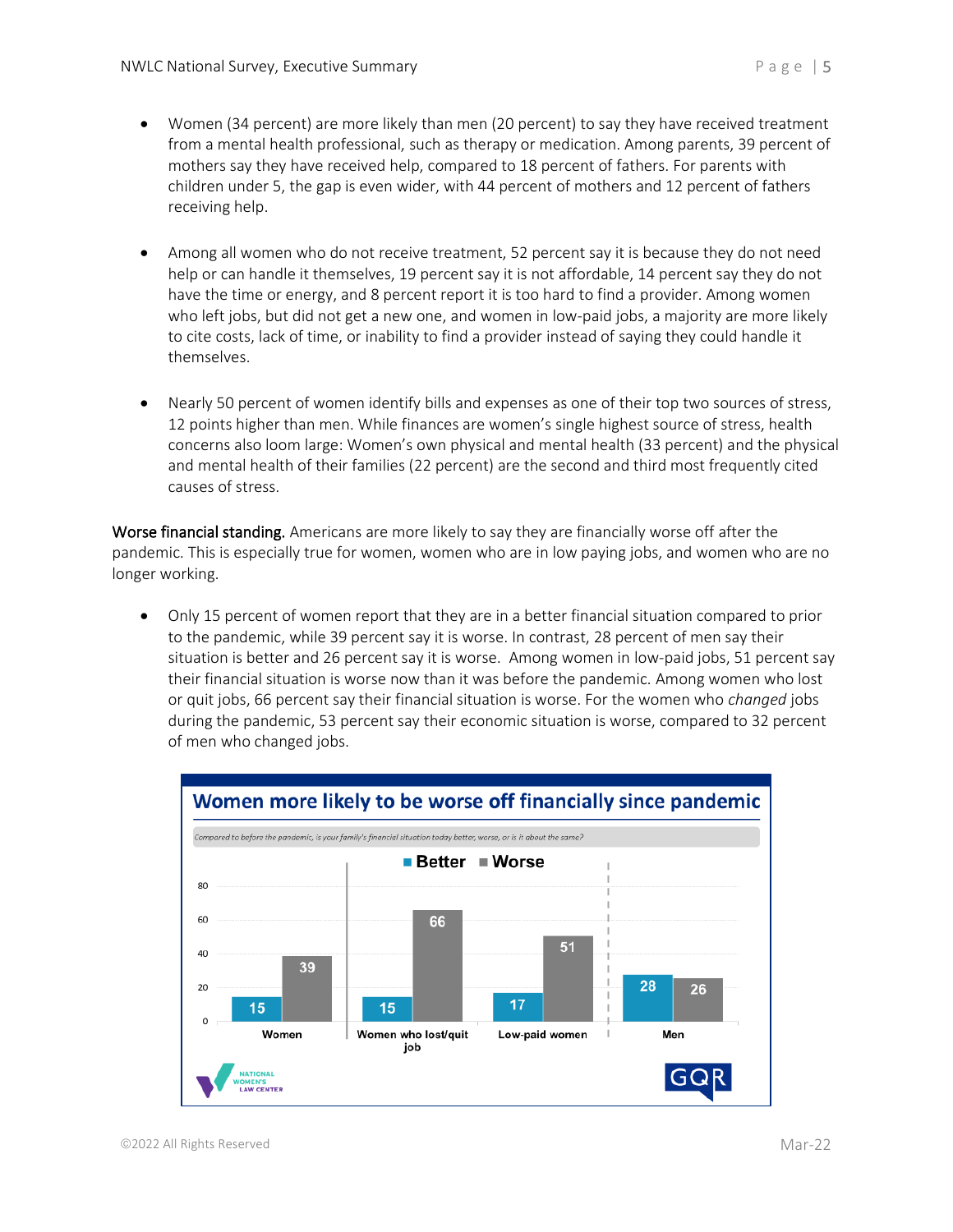- Women (34 percent) are more likely than men (20 percent) to say they have received treatment from a mental health professional, such as therapy or medication. Among parents, 39 percent of mothers say they have received help, compared to 18 percent of fathers. For parents with children under 5, the gap is even wider, with 44 percent of mothers and 12 percent of fathers receiving help.

- Among all women who do not receive treatment, 52 percent say it is because they do not need help or can handle it themselves, 19 percent say it is not affordable, 14 percent say they do not have the time or energy, and 8 percent report it is too hard to find a provider. Among women who left jobs, but did not get a new one, and women in low-paid jobs, a majority are more likely to cite costs, lack of time, or inability to find a provider instead of saying they could handle it themselves.

- Nearly 50 percent of women identify bills and expenses as one of their top two sources of stress, 12 points higher than men. While finances are women's single highest source of stress, health concerns also loom large: Women's own physical and mental health (33 percent) and the physical and mental health of their families (22 percent) are the second and third most frequently cited causes of stress.

Worse financial standing. Americans are more likely to say they are financially worse off after the pandemic. This is especially true for women, women who are in low paying jobs, and women who are no longer working.

- Only 15 percent of women report that they are in a better financial situation compared to prior to the pandemic, while 39 percent say it is worse. In contrast, 28 percent of men say their situation is better and 26 percent say it is worse. Among women in low-paid jobs, 51 percent say their financial situation is worse now than it was before the pandemic. Among women who lost or quit jobs, 66 percent say their financial situation is worse. For the women who *changed* jobs during the pandemic, 53 percent say their economic situation is worse, compared to 32 percent of men who changed jobs.

**Women more likely to be worse off financially since pandemic**

*Compared to before the pandemic, is your family's financial situation today better, worse, or is it about the same?*

| | Better | Worse |
|---|---|---|
| Women | 15 | 39 |
| Women who lost/quit job | 15 | 66 |
| Low-paid women | 17 | 51 |
| Men | 28 | 26 |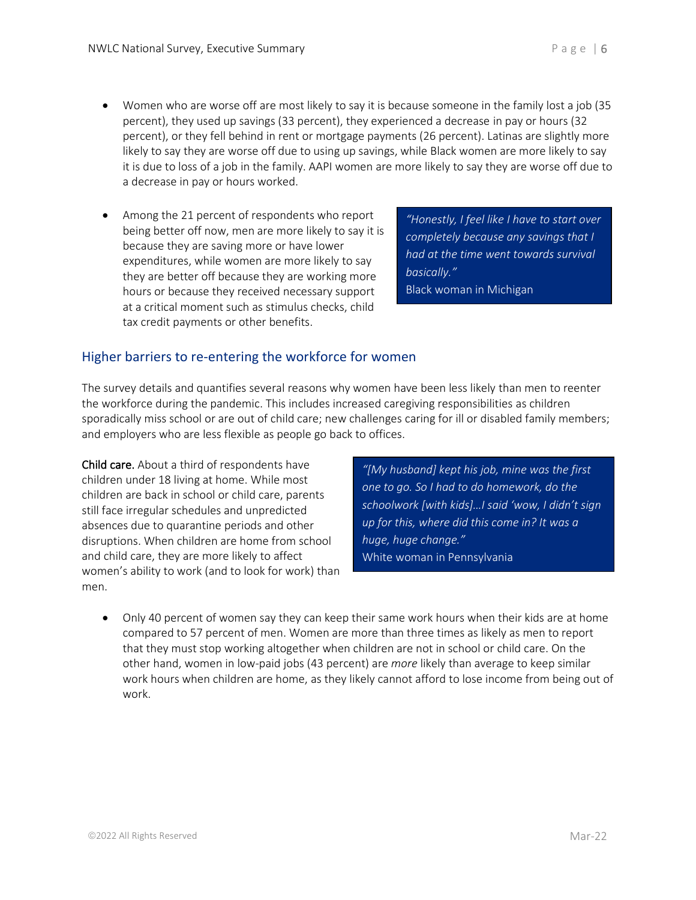- Women who are worse off are most likely to say it is because someone in the family lost a job (35 percent), they used up savings (33 percent), they experienced a decrease in pay or hours (32 percent), or they fell behind in rent or mortgage payments (26 percent). Latinas are slightly more likely to say they are worse off due to using up savings, while Black women are more likely to say it is due to loss of a job in the family. AAPI women are more likely to say they are worse off due to a decrease in pay or hours worked.

- Among the 21 percent of respondents who report being better off now, men are more likely to say it is because they are saving more or have lower expenditures, while women are more likely to say they are better off because they are working more hours or because they received necessary support at a critical moment such as stimulus checks, child tax credit payments or other benefits.

> *"Honestly, I feel like I have to start over completely because any savings that I had at the time went towards survival basically."*
> Black woman in Michigan

## Higher barriers to re-entering the workforce for women

The survey details and quantifies several reasons why women have been less likely than men to reenter the workforce during the pandemic. This includes increased caregiving responsibilities as children sporadically miss school or are out of child care; new challenges caring for ill or disabled family members; and employers who are less flexible as people go back to offices.

**Child care.** About a third of respondents have children under 18 living at home. While most children are back in school or child care, parents still face irregular schedules and unpredicted absences due to quarantine periods and other disruptions. When children are home from school and child care, they are more likely to affect women's ability to work (and to look for work) than men.

> *"[My husband] kept his job, mine was the first one to go. So I had to do homework, do the schoolwork [with kids]…I said 'wow, I didn't sign up for this, where did this come in? It was a huge, huge change."*
> White woman in Pennsylvania

- Only 40 percent of women say they can keep their same work hours when their kids are at home compared to 57 percent of men. Women are more than three times as likely as men to report that they must stop working altogether when children are not in school or child care. On the other hand, women in low-paid jobs (43 percent) are *more* likely than average to keep similar work hours when children are home, as they likely cannot afford to lose income from being out of work.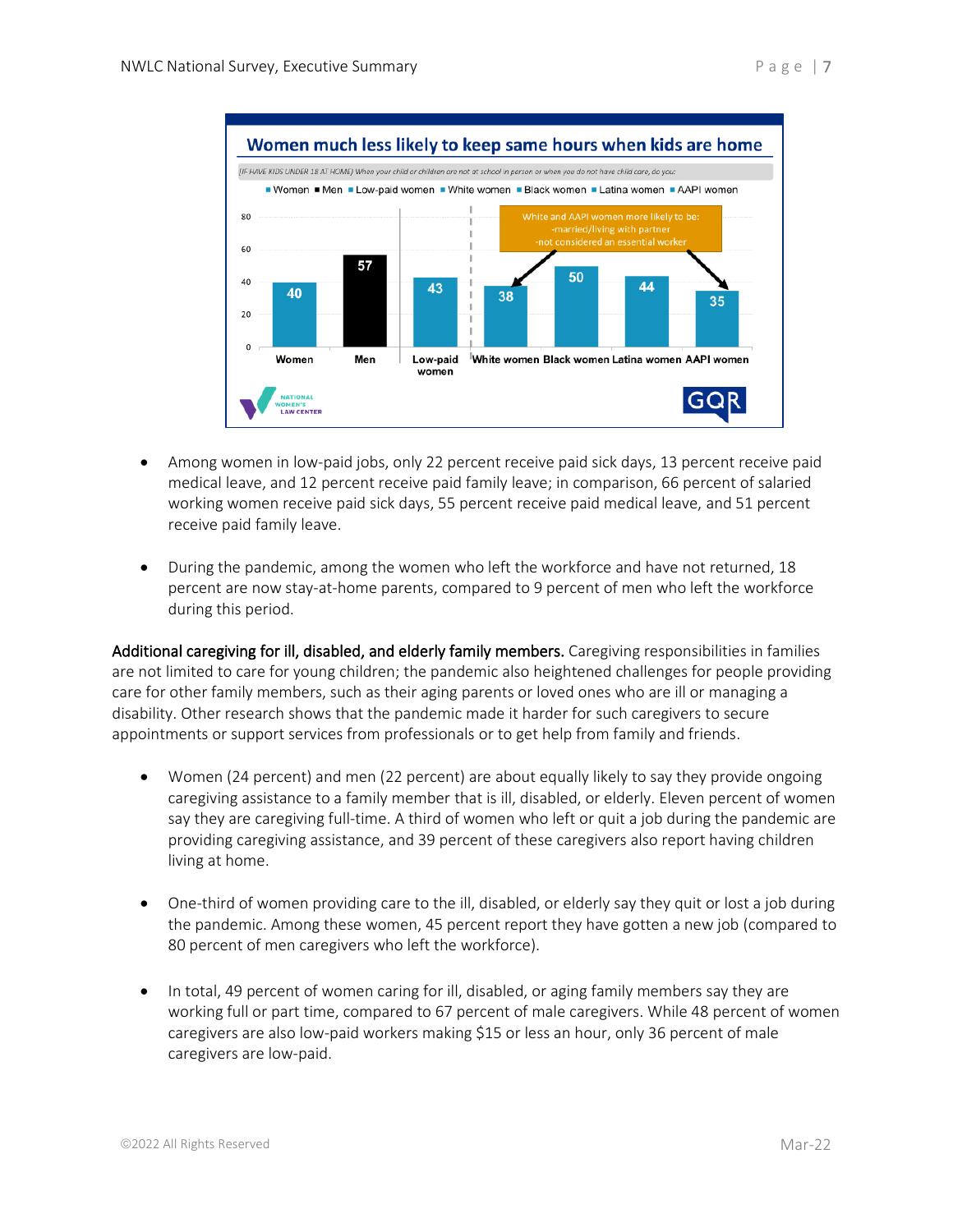**Women much less likely to keep same hours when kids are home**

(IF HAVE KIDS UNDER 18 AT HOME) When your child or children are not at school in person or when you do not have child care, do you:

| Group | Percent |
|---|---|
| Women | 40 |
| Men | 57 |
| Low-paid women | 43 |
| White women | 38 |
| Black women | 50 |
| Latina women | 44 |
| AAPI women | 35 |

White and AAPI women more likely to be:
-married/living with partner
-not considered an essential worker

- Among women in low-paid jobs, only 22 percent receive paid sick days, 13 percent receive paid medical leave, and 12 percent receive paid family leave; in comparison, 66 percent of salaried working women receive paid sick days, 55 percent receive paid medical leave, and 51 percent receive paid family leave.

- During the pandemic, among the women who left the workforce and have not returned, 18 percent are now stay-at-home parents, compared to 9 percent of men who left the workforce during this period.

**Additional caregiving for ill, disabled, and elderly family members.** Caregiving responsibilities in families are not limited to care for young children; the pandemic also heightened challenges for people providing care for other family members, such as their aging parents or loved ones who are ill or managing a disability. Other research shows that the pandemic made it harder for such caregivers to secure appointments or support services from professionals or to get help from family and friends.

- Women (24 percent) and men (22 percent) are about equally likely to say they provide ongoing caregiving assistance to a family member that is ill, disabled, or elderly. Eleven percent of women say they are caregiving full-time. A third of women who left or quit a job during the pandemic are providing caregiving assistance, and 39 percent of these caregivers also report having children living at home.

- One-third of women providing care to the ill, disabled, or elderly say they quit or lost a job during the pandemic. Among these women, 45 percent report they have gotten a new job (compared to 80 percent of men caregivers who left the workforce).

- In total, 49 percent of women caring for ill, disabled, or aging family members say they are working full or part time, compared to 67 percent of male caregivers. While 48 percent of women caregivers are also low-paid workers making $15 or less an hour, only 36 percent of male caregivers are low-paid.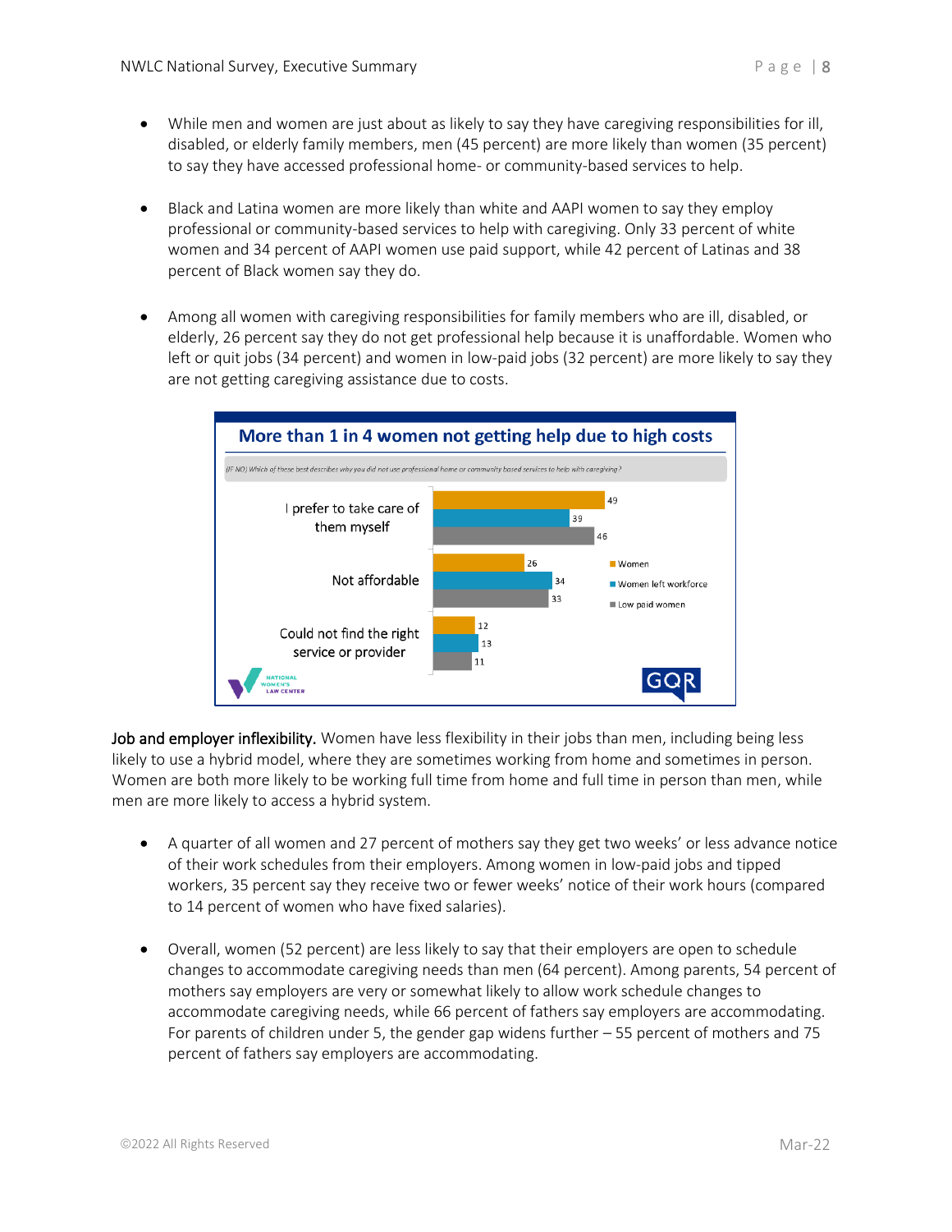- While men and women are just about as likely to say they have caregiving responsibilities for ill, disabled, or elderly family members, men (45 percent) are more likely than women (35 percent) to say they have accessed professional home- or community-based services to help.

- Black and Latina women are more likely than white and AAPI women to say they employ professional or community-based services to help with caregiving. Only 33 percent of white women and 34 percent of AAPI women use paid support, while 42 percent of Latinas and 38 percent of Black women say they do.

- Among all women with caregiving responsibilities for family members who are ill, disabled, or elderly, 26 percent say they do not get professional help because it is unaffordable. Women who left or quit jobs (34 percent) and women in low-paid jobs (32 percent) are more likely to say they are not getting caregiving assistance due to costs.

**More than 1 in 4 women not getting help due to high costs**

*(IF NO) Which of these best describes why you did not use professional home or community based services to help with caregiving?*

| | Women | Women left workforce | Low paid women |
|---|---|---|---|
| I prefer to take care of them myself | 49 | 39 | 46 |
| Not affordable | 26 | 34 | 33 |
| Could not find the right service or provider | 12 | 13 | 11 |

**Job and employer inflexibility.** Women have less flexibility in their jobs than men, including being less likely to use a hybrid model, where they are sometimes working from home and sometimes in person. Women are both more likely to be working full time from home and full time in person than men, while men are more likely to access a hybrid system.

- A quarter of all women and 27 percent of mothers say they get two weeks' or less advance notice of their work schedules from their employers. Among women in low-paid jobs and tipped workers, 35 percent say they receive two or fewer weeks' notice of their work hours (compared to 14 percent of women who have fixed salaries).

- Overall, women (52 percent) are less likely to say that their employers are open to schedule changes to accommodate caregiving needs than men (64 percent). Among parents, 54 percent of mothers say employers are very or somewhat likely to allow work schedule changes to accommodate caregiving needs, while 66 percent of fathers say employers are accommodating. For parents of children under 5, the gender gap widens further – 55 percent of mothers and 75 percent of fathers say employers are accommodating.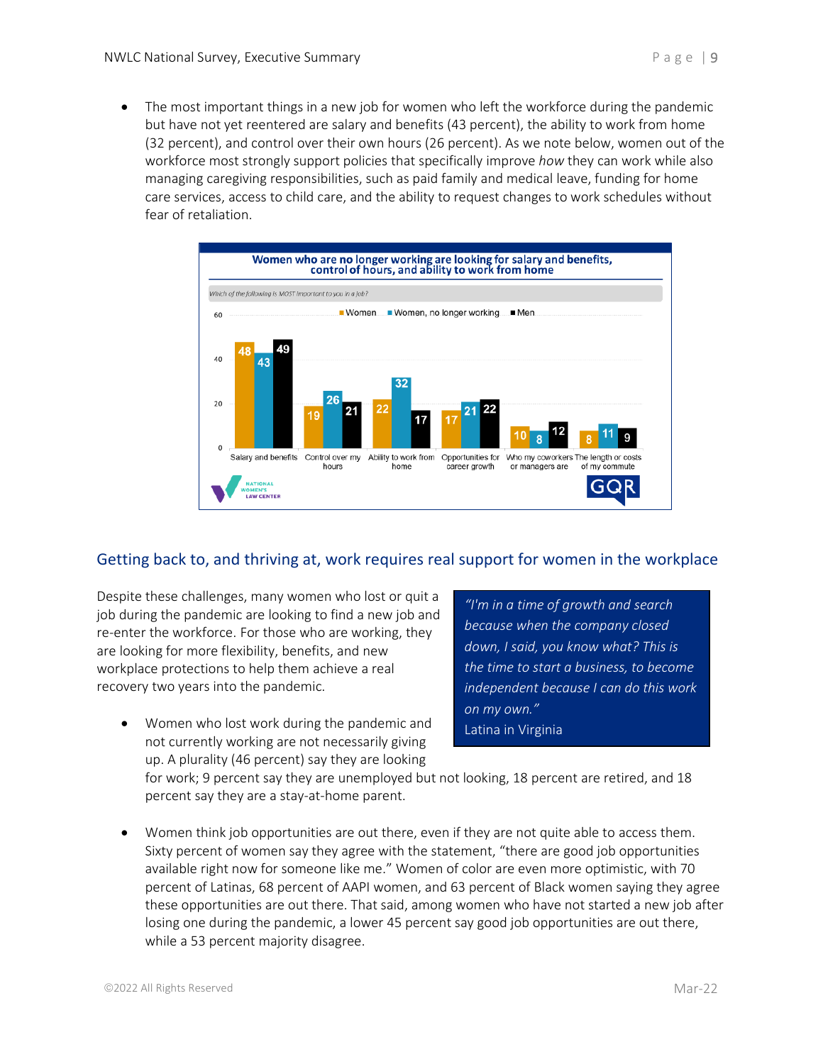- The most important things in a new job for women who left the workforce during the pandemic but have not yet reentered are salary and benefits (43 percent), the ability to work from home (32 percent), and control over their own hours (26 percent). As we note below, women out of the workforce most strongly support policies that specifically improve *how* they can work while also managing caregiving responsibilities, such as paid family and medical leave, funding for home care services, access to child care, and the ability to request changes to work schedules without fear of retaliation.

**Women who are no longer working are looking for salary and benefits, control of hours, and ability to work from home**

*Which of the following is MOST important to you in a job?*

| | Women | Women, no longer working | Men |
|---|---|---|---|
| Salary and benefits | 48 | 43 | 49 |
| Control over my hours | 19 | 26 | 21 |
| Ability to work from home | 22 | 32 | 17 |
| Opportunities for career growth | 17 | 21 | 22 |
| Who my coworkers or managers are | 10 | 8 | 12 |
| The length or costs of my commute | 8 | 11 | 9 |

## Getting back to, and thriving at, work requires real support for women in the workplace

Despite these challenges, many women who lost or quit a job during the pandemic are looking to find a new job and re-enter the workforce. For those who are working, they are looking for more flexibility, benefits, and new workplace protections to help them achieve a real recovery two years into the pandemic.

> *"I'm in a time of growth and search because when the company closed down, I said, you know what? This is the time to start a business, to become independent because I can do this work on my own."*
> Latina in Virginia

- Women who lost work during the pandemic and not currently working are not necessarily giving up. A plurality (46 percent) say they are looking for work; 9 percent say they are unemployed but not looking, 18 percent are retired, and 18 percent say they are a stay-at-home parent.

- Women think job opportunities are out there, even if they are not quite able to access them. Sixty percent of women say they agree with the statement, "there are good job opportunities available right now for someone like me." Women of color are even more optimistic, with 70 percent of Latinas, 68 percent of AAPI women, and 63 percent of Black women saying they agree these opportunities are out there. That said, among women who have not started a new job after losing one during the pandemic, a lower 45 percent say good job opportunities are out there, while a 53 percent majority disagree.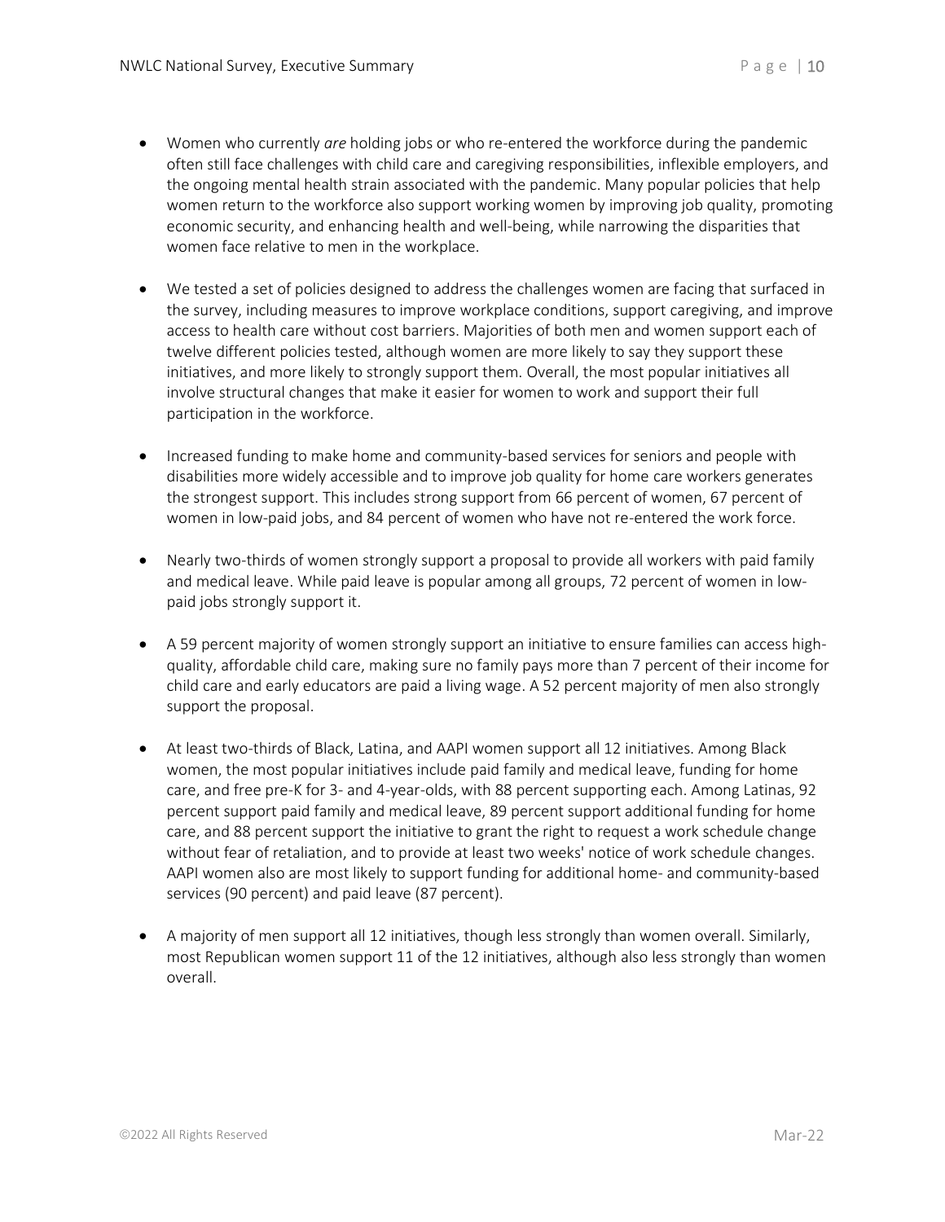- Women who currently *are* holding jobs or who re-entered the workforce during the pandemic often still face challenges with child care and caregiving responsibilities, inflexible employers, and the ongoing mental health strain associated with the pandemic. Many popular policies that help women return to the workforce also support working women by improving job quality, promoting economic security, and enhancing health and well-being, while narrowing the disparities that women face relative to men in the workplace.

- We tested a set of policies designed to address the challenges women are facing that surfaced in the survey, including measures to improve workplace conditions, support caregiving, and improve access to health care without cost barriers. Majorities of both men and women support each of twelve different policies tested, although women are more likely to say they support these initiatives, and more likely to strongly support them. Overall, the most popular initiatives all involve structural changes that make it easier for women to work and support their full participation in the workforce.

- Increased funding to make home and community-based services for seniors and people with disabilities more widely accessible and to improve job quality for home care workers generates the strongest support. This includes strong support from 66 percent of women, 67 percent of women in low-paid jobs, and 84 percent of women who have not re-entered the work force.

- Nearly two-thirds of women strongly support a proposal to provide all workers with paid family and medical leave. While paid leave is popular among all groups, 72 percent of women in low-paid jobs strongly support it.

- A 59 percent majority of women strongly support an initiative to ensure families can access high-quality, affordable child care, making sure no family pays more than 7 percent of their income for child care and early educators are paid a living wage. A 52 percent majority of men also strongly support the proposal.

- At least two-thirds of Black, Latina, and AAPI women support all 12 initiatives. Among Black women, the most popular initiatives include paid family and medical leave, funding for home care, and free pre-K for 3- and 4-year-olds, with 88 percent supporting each. Among Latinas, 92 percent support paid family and medical leave, 89 percent support additional funding for home care, and 88 percent support the initiative to grant the right to request a work schedule change without fear of retaliation, and to provide at least two weeks' notice of work schedule changes. AAPI women also are most likely to support funding for additional home- and community-based services (90 percent) and paid leave (87 percent).

- A majority of men support all 12 initiatives, though less strongly than women overall. Similarly, most Republican women support 11 of the 12 initiatives, although also less strongly than women overall.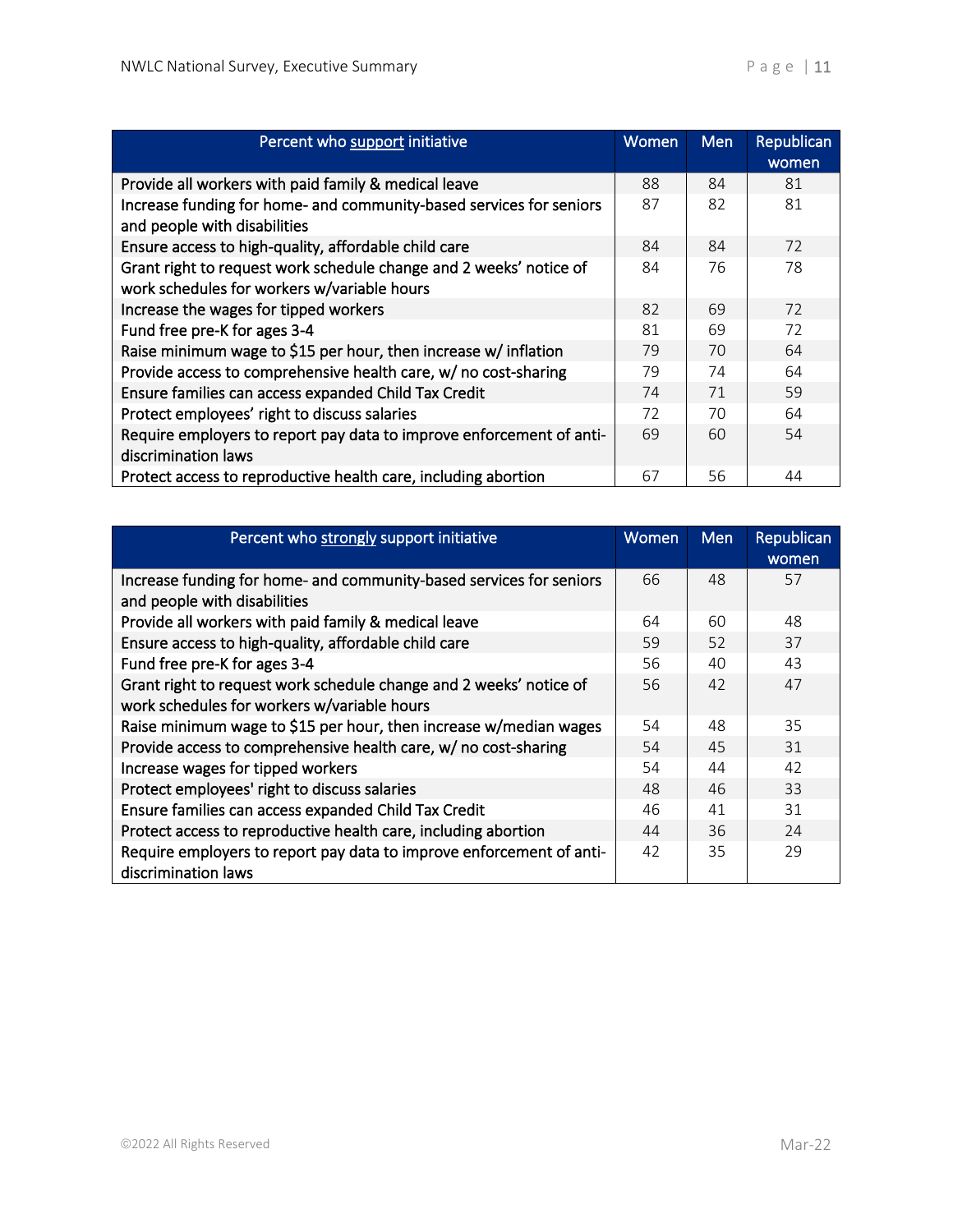| Percent who <u>support</u> initiative | Women | Men | Republican women |
|---|---|---|---|
| Provide all workers with paid family & medical leave | 88 | 84 | 81 |
| Increase funding for home- and community-based services for seniors and people with disabilities | 87 | 82 | 81 |
| Ensure access to high-quality, affordable child care | 84 | 84 | 72 |
| Grant right to request work schedule change and 2 weeks' notice of work schedules for workers w/variable hours | 84 | 76 | 78 |
| Increase the wages for tipped workers | 82 | 69 | 72 |
| Fund free pre-K for ages 3-4 | 81 | 69 | 72 |
| Raise minimum wage to $15 per hour, then increase w/ inflation | 79 | 70 | 64 |
| Provide access to comprehensive health care, w/ no cost-sharing | 79 | 74 | 64 |
| Ensure families can access expanded Child Tax Credit | 74 | 71 | 59 |
| Protect employees' right to discuss salaries | 72 | 70 | 64 |
| Require employers to report pay data to improve enforcement of anti-discrimination laws | 69 | 60 | 54 |
| Protect access to reproductive health care, including abortion | 67 | 56 | 44 |

| Percent who <u>strongly</u> support initiative | Women | Men | Republican women |
|---|---|---|---|
| Increase funding for home- and community-based services for seniors and people with disabilities | 66 | 48 | 57 |
| Provide all workers with paid family & medical leave | 64 | 60 | 48 |
| Ensure access to high-quality, affordable child care | 59 | 52 | 37 |
| Fund free pre-K for ages 3-4 | 56 | 40 | 43 |
| Grant right to request work schedule change and 2 weeks' notice of work schedules for workers w/variable hours | 56 | 42 | 47 |
| Raise minimum wage to $15 per hour, then increase w/median wages | 54 | 48 | 35 |
| Provide access to comprehensive health care, w/ no cost-sharing | 54 | 45 | 31 |
| Increase wages for tipped workers | 54 | 44 | 42 |
| Protect employees' right to discuss salaries | 48 | 46 | 33 |
| Ensure families can access expanded Child Tax Credit | 46 | 41 | 31 |
| Protect access to reproductive health care, including abortion | 44 | 36 | 24 |
| Require employers to report pay data to improve enforcement of anti-discrimination laws | 42 | 35 | 29 |